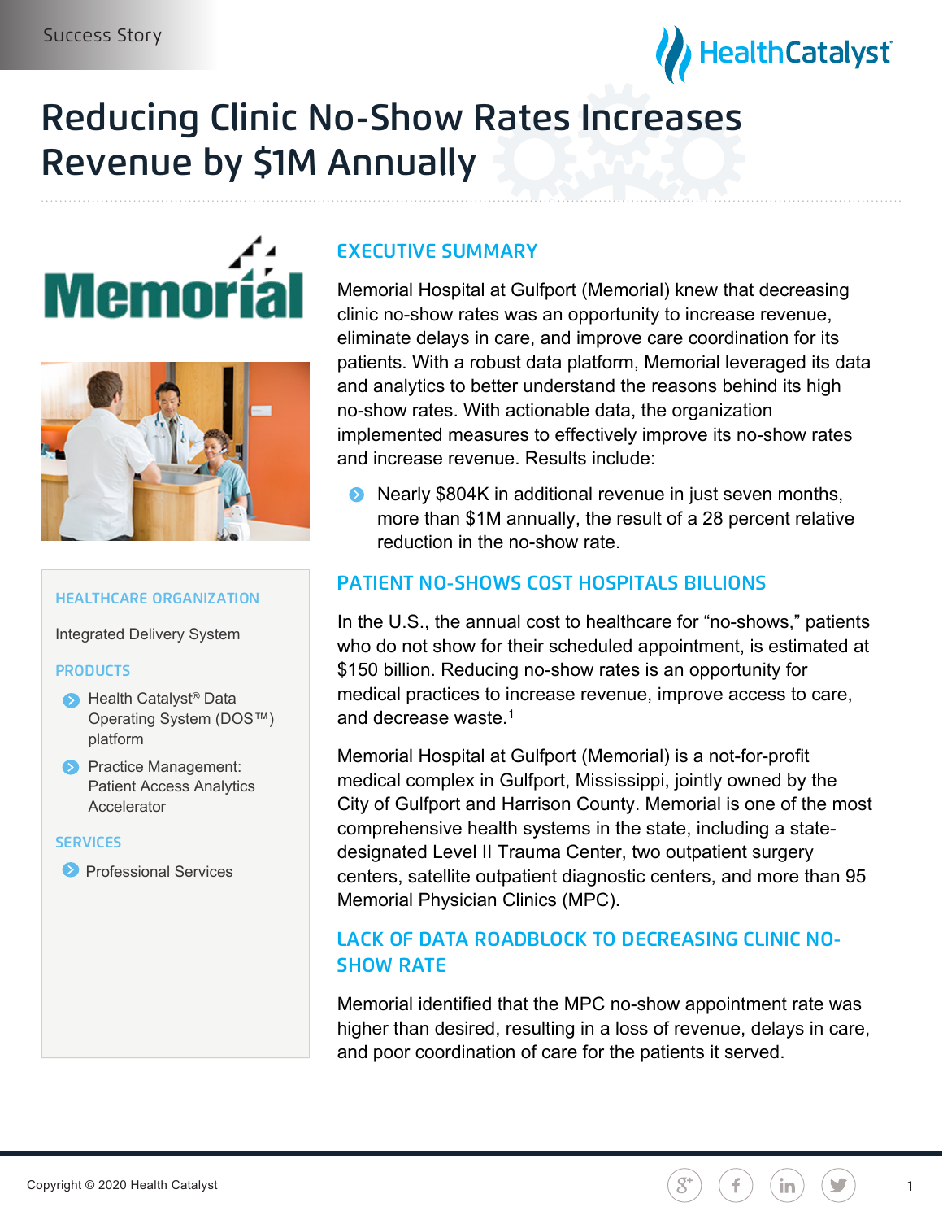Success Story

# Reducing Clinic No-Show Rates Increases Revenue by $1M Annually

## EXECUTIVE SUMMARY

Memorial Hospital at Gulfport (Memorial) knew that decreasing clinic no-show rates was an opportunity to increase revenue, eliminate delays in care, and improve care coordination for its patients. With a robust data platform, Memorial leveraged its data and analytics to better understand the reasons behind its high no-show rates. With actionable data, the organization implemented measures to effectively improve its no-show rates and increase revenue. Results include:

- Nearly $804K in additional revenue in just seven months, more than $1M annually, the result of a 28 percent relative reduction in the no-show rate.

## PATIENT NO-SHOWS COST HOSPITALS BILLIONS

In the U.S., the annual cost to healthcare for "no-shows," patients who do not show for their scheduled appointment, is estimated at $150 billion. Reducing no-show rates is an opportunity for medical practices to increase revenue, improve access to care, and decrease waste.[1]

Memorial Hospital at Gulfport (Memorial) is a not-for-profit medical complex in Gulfport, Mississippi, jointly owned by the City of Gulfport and Harrison County. Memorial is one of the most comprehensive health systems in the state, including a state-designated Level II Trauma Center, two outpatient surgery centers, satellite outpatient diagnostic centers, and more than 95 Memorial Physician Clinics (MPC).

## LACK OF DATA ROADBLOCK TO DECREASING CLINIC NO-SHOW RATE

Memorial identified that the MPC no-show appointment rate was higher than desired, resulting in a loss of revenue, delays in care, and poor coordination of care for the patients it served.

---

**HEALTHCARE ORGANIZATION**

Integrated Delivery System

**PRODUCTS**

- Health Catalyst® Data Operating System (DOS™) platform
- Practice Management: Patient Access Analytics Accelerator

**SERVICES**

- Professional Services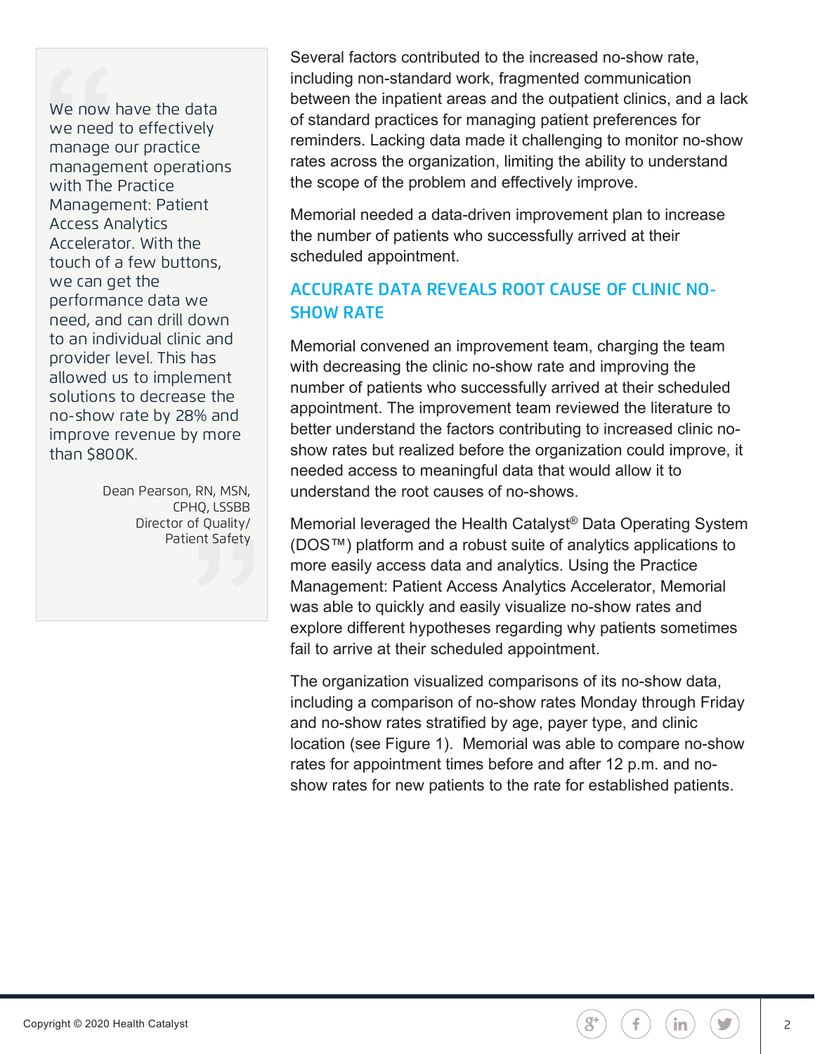> We now have the data we need to effectively manage our practice management operations with The Practice Management: Patient Access Analytics Accelerator. With the touch of a few buttons, we can get the performance data we need, and can drill down to an individual clinic and provider level. This has allowed us to implement solutions to decrease the no-show rate by 28% and improve revenue by more than $800K.
>
> Dean Pearson, RN, MSN, CPHQ, LSSBB
> Director of Quality/ Patient Safety

Several factors contributed to the increased no-show rate, including non-standard work, fragmented communication between the inpatient areas and the outpatient clinics, and a lack of standard practices for managing patient preferences for reminders. Lacking data made it challenging to monitor no-show rates across the organization, limiting the ability to understand the scope of the problem and effectively improve.

Memorial needed a data-driven improvement plan to increase the number of patients who successfully arrived at their scheduled appointment.

## ACCURATE DATA REVEALS ROOT CAUSE OF CLINIC NO-SHOW RATE

Memorial convened an improvement team, charging the team with decreasing the clinic no-show rate and improving the number of patients who successfully arrived at their scheduled appointment. The improvement team reviewed the literature to better understand the factors contributing to increased clinic no-show rates but realized before the organization could improve, it needed access to meaningful data that would allow it to understand the root causes of no-shows.

Memorial leveraged the Health Catalyst® Data Operating System (DOS™) platform and a robust suite of analytics applications to more easily access data and analytics. Using the Practice Management: Patient Access Analytics Accelerator, Memorial was able to quickly and easily visualize no-show rates and explore different hypotheses regarding why patients sometimes fail to arrive at their scheduled appointment.

The organization visualized comparisons of its no-show data, including a comparison of no-show rates Monday through Friday and no-show rates stratified by age, payer type, and clinic location (see Figure 1). Memorial was able to compare no-show rates for appointment times before and after 12 p.m. and no-show rates for new patients to the rate for established patients.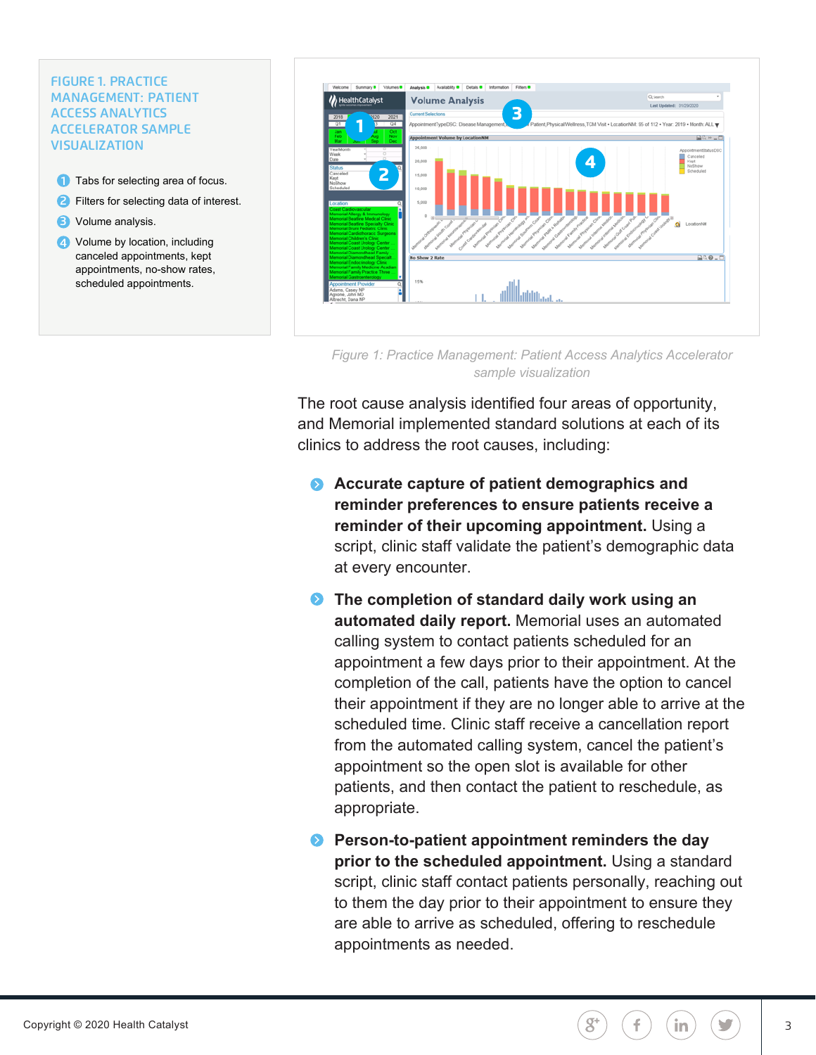## FIGURE 1. PRACTICE MANAGEMENT: PATIENT ACCESS ANALYTICS ACCELERATOR SAMPLE VISUALIZATION

1. Tabs for selecting area of focus.
2. Filters for selecting data of interest.
3. Volume analysis.
4. Volume by location, including canceled appointments, kept appointments, no-show rates, scheduled appointments.

*Figure 1: Practice Management: Patient Access Analytics Accelerator sample visualization*

The root cause analysis identified four areas of opportunity, and Memorial implemented standard solutions at each of its clinics to address the root causes, including:

- **Accurate capture of patient demographics and reminder preferences to ensure patients receive a reminder of their upcoming appointment.** Using a script, clinic staff validate the patient's demographic data at every encounter.
- **The completion of standard daily work using an automated daily report.** Memorial uses an automated calling system to contact patients scheduled for an appointment a few days prior to their appointment. At the completion of the call, patients have the option to cancel their appointment if they are no longer able to arrive at the scheduled time. Clinic staff receive a cancellation report from the automated calling system, cancel the patient's appointment so the open slot is available for other patients, and then contact the patient to reschedule, as appropriate.
- **Person-to-patient appointment reminders the day prior to the scheduled appointment.** Using a standard script, clinic staff contact patients personally, reaching out to them the day prior to their appointment to ensure they are able to arrive as scheduled, offering to reschedule appointments as needed.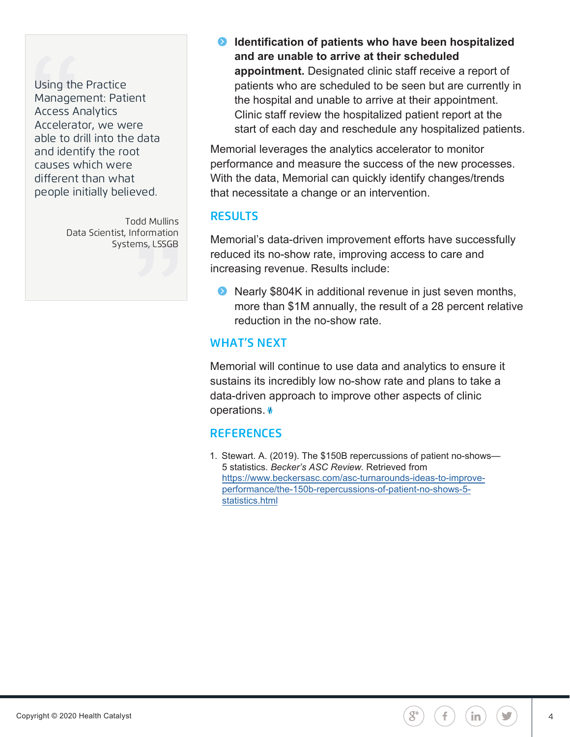> Using the Practice Management: Patient Access Analytics Accelerator, we were able to drill into the data and identify the root causes which were different than what people initially believed.
>
> Todd Mullins
> Data Scientist, Information Systems, LSSGB

- **Identification of patients who have been hospitalized and are unable to arrive at their scheduled appointment.** Designated clinic staff receive a report of patients who are scheduled to be seen but are currently in the hospital and unable to arrive at their appointment. Clinic staff review the hospitalized patient report at the start of each day and reschedule any hospitalized patients.

Memorial leverages the analytics accelerator to monitor performance and measure the success of the new processes. With the data, Memorial can quickly identify changes/trends that necessitate a change or an intervention.

## RESULTS

Memorial's data-driven improvement efforts have successfully reduced its no-show rate, improving access to care and increasing revenue. Results include:

- Nearly $804K in additional revenue in just seven months, more than $1M annually, the result of a 28 percent relative reduction in the no-show rate.

## WHAT'S NEXT

Memorial will continue to use data and analytics to ensure it sustains its incredibly low no-show rate and plans to take a data-driven approach to improve other aspects of clinic operations.

## REFERENCES

1. Stewart. A. (2019). The $150B repercussions of patient no-shows—5 statistics. *Becker's ASC Review*. Retrieved from https://www.beckersasc.com/asc-turnarounds-ideas-to-improve-performance/the-150b-repercussions-of-patient-no-shows-5-statistics.html

Copyright © 2020 Health Catalyst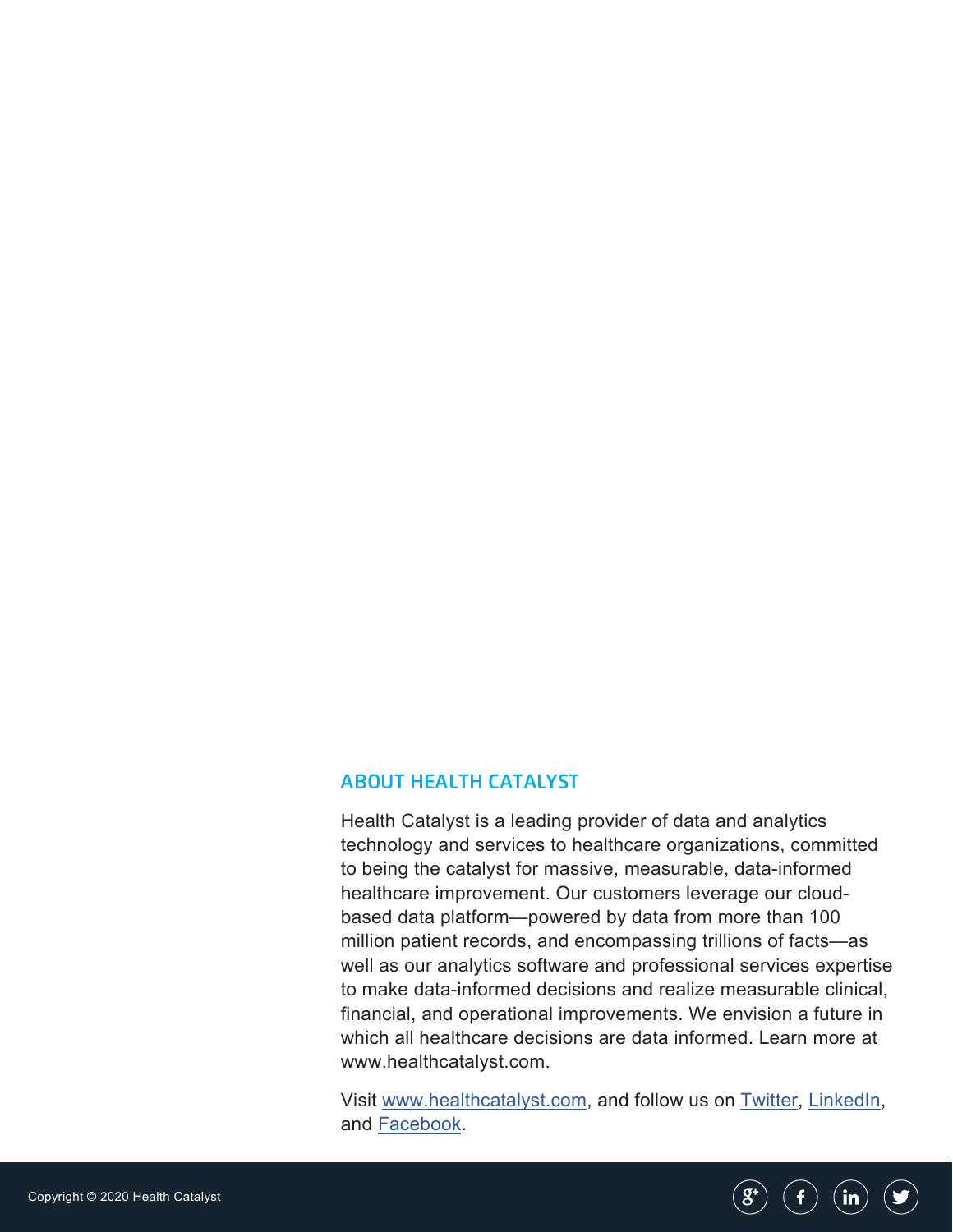## ABOUT HEALTH CATALYST

Health Catalyst is a leading provider of data and analytics technology and services to healthcare organizations, committed to being the catalyst for massive, measurable, data-informed healthcare improvement. Our customers leverage our cloud-based data platform—powered by data from more than 100 million patient records, and encompassing trillions of facts—as well as our analytics software and professional services expertise to make data-informed decisions and realize measurable clinical, financial, and operational improvements. We envision a future in which all healthcare decisions are data informed. Learn more at www.healthcatalyst.com.

Visit www.healthcatalyst.com, and follow us on Twitter, LinkedIn, and Facebook.

Copyright © 2020 Health Catalyst